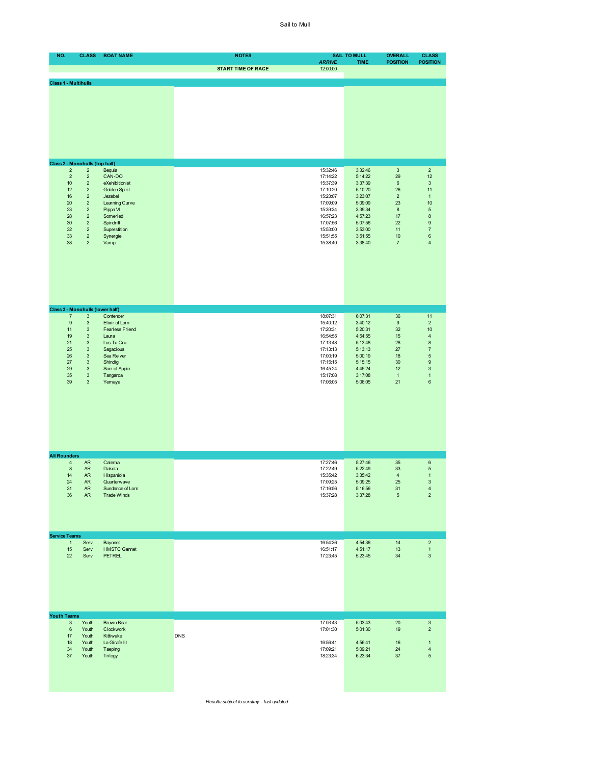# Sail to Mull

| NO. | CLASS | BOAT NAME | NOTES | SAIL TO MULL ARRIVE | TIME | OVERALL POSITION | CLASS POSITION |
|---|---|---|---|---|---|---|---|
| | | | START TIME OF RACE | 12:00:00 | | | |
| **Class 1 - Multihulls** | | | | | | | |
| **Class 2 - Monohulls (top half)** | | | | | | | |
| 2 | 2 | Bequia | | 15:32:46 | 3:32:46 | 3 | 2 |
| 2 | 2 | CAN-DO | | 17:14:22 | 5:14:22 | 29 | 12 |
| 10 | 2 | eXehibitionist | | 15:37:39 | 3:37:39 | 6 | 3 |
| 12 | 2 | Golden Spirit | | 17:10:20 | 5:10:20 | 26 | 11 |
| 16 | 2 | Jezebel | | 15:23:07 | 3:23:07 | 2 | 1 |
| 20 | 2 | Learning Curve | | 17:09:09 | 5:09:09 | 23 | 10 |
| 23 | 2 | Pippa VI | | 15:39:34 | 3:39:34 | 8 | 5 |
| 28 | 2 | Somerled | | 16:57:23 | 4:57:23 | 17 | 8 |
| 30 | 2 | Spindrift | | 17:07:56 | 5:07:56 | 22 | 9 |
| 32 | 2 | Superstition | | 15:53:00 | 3:53:00 | 11 | 7 |
| 33 | 2 | Synergie | | 15:51:55 | 3:51:55 | 10 | 6 |
| 38 | 2 | Vamp | | 15:38:40 | 3:38:40 | 7 | 4 |
| **Class 3 - Monohulls (lower half)** | | | | | | | |
| 7 | 3 | Contender | | 18:07:31 | 6:07:31 | 36 | 11 |
| 9 | 3 | Elixir of Lorn | | 15:40:12 | 3:40:12 | 9 | 2 |
| 11 | 3 | Fearless Friend | | 17:20:31 | 5:20:31 | 32 | 10 |
| 19 | 3 | Laura | | 16:54:55 | 4:54:55 | 15 | 4 |
| 21 | 3 | Lus Tu Cru | | 17:13:48 | 5:13:48 | 28 | 8 |
| 25 | 3 | Sagacious | | 17:13:13 | 5:13:13 | 27 | 7 |
| 26 | 3 | Sea Reiver | | 17:00:19 | 5:00:19 | 18 | 5 |
| 27 | 3 | Shindig | | 17:15:15 | 5:15:15 | 30 | 9 |
| 29 | 3 | Sorr of Appin | | 16:45:24 | 4:45:24 | 12 | 3 |
| 35 | 3 | Tangaroa | | 15:17:08 | 3:17:08 | 1 | 1 |
| 39 | 3 | Yemaya | | 17:06:05 | 5:06:05 | 21 | 6 |
| **All Rounders** | | | | | | | |
| 4 | AR | Calema | | 17:27:46 | 5:27:46 | 35 | 6 |
| 8 | AR | Dakota | | 17:22:49 | 5:22:49 | 33 | 5 |
| 14 | AR | Hispaniola | | 15:35:42 | 3:35:42 | 4 | 1 |
| 24 | AR | Quarterwave | | 17:09:25 | 5:09:25 | 25 | 3 |
| 31 | AR | Sundance of Lorn | | 17:16:56 | 5:16:56 | 31 | 4 |
| 36 | AR | Trade Winds | | 15:37:28 | 3:37:28 | 5 | 2 |
| **Service Teams** | | | | | | | |
| 1 | Serv | Bayonet | | 16:54:36 | 4:54:36 | 14 | 2 |
| 15 | Serv | HMSTC Gannet | | 16:51:17 | 4:51:17 | 13 | 1 |
| 22 | Serv | PETREL | | 17:23:45 | 5:23:45 | 34 | 3 |
| **Youth Teams** | | | | | | | |
| 3 | Youth | Brown Bear | | 17:03:43 | 5:03:43 | 20 | 3 |
| 6 | Youth | Clockwork | | 17:01:30 | 5:01:30 | 19 | 2 |
| 17 | Youth | Kittiwake | DNS | | | | |
| 18 | Youth | La Girafe III | | 16:56:41 | 4:56:41 | 16 | 1 |
| 34 | Youth | Taeping | | 17:09:21 | 5:09:21 | 24 | 4 |
| 37 | Youth | Trilogy | | 18:23:34 | 6:23:34 | 37 | 5 |

*Results subject to scrutiny – last updated*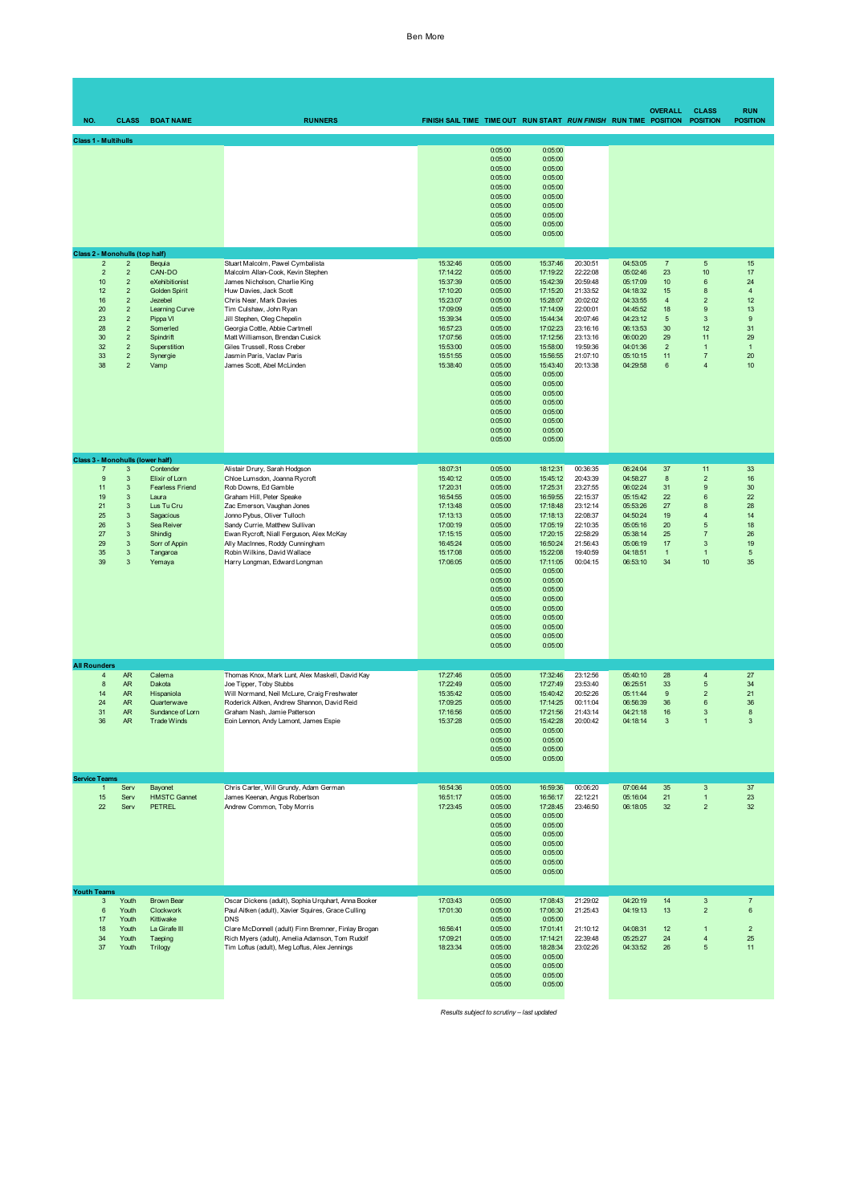Ben More

| NO. | CLASS | BOAT NAME | RUNNERS | FINISH SAIL TIME | TIME OUT | RUN START | *RUN FINISH* | RUN TIME | OVERALL POSITION | CLASS POSITION | RUN POSITION |
|---|---|---|---|---|---|---|---|---|---|---|---|
| **Class 1 - Multihulls** | | | | | | | | | | | |
| | | | | | 0:05:00 | 0:05:00 | | | | | |
| | | | | | 0:05:00 | 0:05:00 | | | | | |
| | | | | | 0:05:00 | 0:05:00 | | | | | |
| | | | | | 0:05:00 | 0:05:00 | | | | | |
| | | | | | 0:05:00 | 0:05:00 | | | | | |
| | | | | | 0:05:00 | 0:05:00 | | | | | |
| | | | | | 0:05:00 | 0:05:00 | | | | | |
| | | | | | 0:05:00 | 0:05:00 | | | | | |
| | | | | | 0:05:00 | 0:05:00 | | | | | |
| | | | | | 0:05:00 | 0:05:00 | | | | | |
| **Class 2 - Monohulls (top half)** | | | | | | | | | | | |
| 2 | 2 | Bequia | Stuart Malcolm, Pawel Cymbalista | 15:32:46 | 0:05:00 | 15:37:46 | 20:30:51 | 04:53:05 | 7 | 5 | 15 |
| 2 | 2 | CAN-DO | Malcolm Allan-Cook, Kevin Stephen | 17:14:22 | 0:05:00 | 17:19:22 | 22:22:08 | 05:02:46 | 23 | 10 | 17 |
| 10 | 2 | eXehibitionist | James Nicholson, Charlie King | 15:37:39 | 0:05:00 | 15:42:39 | 20:59:48 | 05:17:09 | 10 | 6 | 24 |
| 12 | 2 | Golden Spirit | Huw Davies, Jack Scott | 17:10:20 | 0:05:00 | 17:15:20 | 21:33:52 | 04:18:32 | 15 | 8 | 4 |
| 16 | 2 | Jezebel | Chris Near, Mark Davies | 15:23:07 | 0:05:00 | 15:28:07 | 20:02:02 | 04:33:55 | 4 | 2 | 12 |
| 20 | 2 | Learning Curve | Tim Culshaw, John Ryan | 17:09:09 | 0:05:00 | 17:14:09 | 22:00:01 | 04:45:52 | 18 | 9 | 13 |
| 23 | 2 | Pippa VI | Jill Stephen, Oleg Chepelin | 15:39:34 | 0:05:00 | 15:44:34 | 20:07:46 | 04:23:12 | 5 | 3 | 9 |
| 28 | 2 | Somerled | Georgia Cottle, Abbie Cartmell | 16:57:23 | 0:05:00 | 17:02:23 | 23:16:16 | 06:13:53 | 30 | 12 | 31 |
| 30 | 2 | Spindrift | Matt Williamson, Brendan Cusick | 17:07:56 | 0:05:00 | 17:12:56 | 23:13:16 | 06:00:20 | 29 | 11 | 29 |
| 32 | 2 | Superstition | Giles Trussell, Ross Creber | 15:53:00 | 0:05:00 | 15:58:00 | 19:59:36 | 04:01:36 | 2 | 1 | 1 |
| 33 | 2 | Synergie | Jasmin Paris, Vaclav Paris | 15:51:55 | 0:05:00 | 15:56:55 | 21:07:10 | 05:10:15 | 11 | 7 | 20 |
| 38 | 2 | Vamp | James Scott, Abel McLinden | 15:38:40 | 0:05:00 | 15:43:40 | 20:13:38 | 04:29:58 | 6 | 4 | 10 |
| | | | | | 0:05:00 | 0:05:00 | | | | | |
| | | | | | 0:05:00 | 0:05:00 | | | | | |
| | | | | | 0:05:00 | 0:05:00 | | | | | |
| | | | | | 0:05:00 | 0:05:00 | | | | | |
| | | | | | 0:05:00 | 0:05:00 | | | | | |
| | | | | | 0:05:00 | 0:05:00 | | | | | |
| | | | | | 0:05:00 | 0:05:00 | | | | | |
| | | | | | 0:05:00 | 0:05:00 | | | | | |
| **Class 3 - Monohulls (lower half)** | | | | | | | | | | | |
| 7 | 3 | Contender | Alistair Drury, Sarah Hodgson | 18:07:31 | 0:05:00 | 18:12:31 | 00:36:35 | 06:24:04 | 37 | 11 | 33 |
| 9 | 3 | Elixir of Lorn | Chloe Lumsdon, Joanna Rycroft | 15:40:12 | 0:05:00 | 15:45:12 | 20:43:39 | 04:58:27 | 8 | 2 | 16 |
| 11 | 3 | Fearless Friend | Rob Downs, Ed Gamble | 17:20:31 | 0:05:00 | 17:25:31 | 23:27:55 | 06:02:24 | 31 | 9 | 30 |
| 19 | 3 | Laura | Graham Hill, Peter Speake | 16:54:55 | 0:05:00 | 16:59:55 | 22:15:37 | 05:15:42 | 22 | 6 | 22 |
| 21 | 3 | Lus Tu Cru | Zac Emerson, Vaughan Jones | 17:13:48 | 0:05:00 | 17:18:48 | 23:12:14 | 05:53:26 | 27 | 8 | 28 |
| 25 | 3 | Sagacious | Jonno Pybus, Oliver Tulloch | 17:13:13 | 0:05:00 | 17:18:13 | 22:08:37 | 04:50:24 | 19 | 4 | 14 |
| 26 | 3 | Sea Reiver | Sandy Currie, Matthew Sullivan | 17:00:19 | 0:05:00 | 17:05:19 | 22:10:35 | 05:05:16 | 20 | 5 | 18 |
| 27 | 3 | Shindig | Ewan Rycroft, Niall Ferguson, Alex McKay | 17:15:15 | 0:05:00 | 17:20:15 | 22:58:29 | 05:38:14 | 25 | 7 | 26 |
| 29 | 3 | Sorr of Appin | Ally MacInnes, Roddy Cunningham | 16:45:24 | 0:05:00 | 16:50:24 | 21:56:43 | 05:06:19 | 17 | 3 | 19 |
| 35 | 3 | Tangaroa | Robin Wilkins, David Wallace | 15:17:08 | 0:05:00 | 15:22:08 | 19:40:59 | 04:18:51 | 1 | 1 | 5 |
| 39 | 3 | Yemaya | Harry Longman, Edward Longman | 17:06:05 | 0:05:00 | 17:11:05 | 00:04:15 | 06:53:10 | 34 | 10 | 35 |
| | | | | | 0:05:00 | 0:05:00 | | | | | |
| | | | | | 0:05:00 | 0:05:00 | | | | | |
| | | | | | 0:05:00 | 0:05:00 | | | | | |
| | | | | | 0:05:00 | 0:05:00 | | | | | |
| | | | | | 0:05:00 | 0:05:00 | | | | | |
| | | | | | 0:05:00 | 0:05:00 | | | | | |
| | | | | | 0:05:00 | 0:05:00 | | | | | |
| | | | | | 0:05:00 | 0:05:00 | | | | | |
| | | | | | 0:05:00 | 0:05:00 | | | | | |
| **All Rounders** | | | | | | | | | | | |
| 4 | AR | Calema | Thomas Knox, Mark Lunt, Alex Maskell, David Kay | 17:27:46 | 0:05:00 | 17:32:46 | 23:12:56 | 05:40:10 | 28 | 4 | 27 |
| 8 | AR | Dakota | Joe Tipper, Toby Stubbs | 17:22:49 | 0:05:00 | 17:27:49 | 23:53:40 | 06:25:51 | 33 | 5 | 34 |
| 14 | AR | Hispaniola | Will Normand, Neil McLure, Craig Freshwater | 15:35:42 | 0:05:00 | 15:40:42 | 20:52:26 | 05:11:44 | 9 | 2 | 21 |
| 24 | AR | Quarterwave | Roderick Aitken, Andrew Shannon, David Reid | 17:09:25 | 0:05:00 | 17:14:25 | 00:11:04 | 06:56:39 | 36 | 6 | 36 |
| 31 | AR | Sundance of Lorn | Graham Nash, Jamie Patterson | 17:16:56 | 0:05:00 | 17:21:56 | 21:43:14 | 04:21:18 | 16 | 3 | 8 |
| 36 | AR | Trade Winds | Eoin Lennon, Andy Lamont, James Espie | 15:37:28 | 0:05:00 | 15:42:28 | 20:00:42 | 04:18:14 | 3 | 1 | 3 |
| | | | | | 0:05:00 | 0:05:00 | | | | | |
| | | | | | 0:05:00 | 0:05:00 | | | | | |
| | | | | | 0:05:00 | 0:05:00 | | | | | |
| | | | | | 0:05:00 | 0:05:00 | | | | | |
| **Service Teams** | | | | | | | | | | | |
| 1 | Serv | Bayonet | Chris Carter, Will Grundy, Adam German | 16:54:36 | 0:05:00 | 16:59:36 | 00:06:20 | 07:06:44 | 35 | 3 | 37 |
| 15 | Serv | HMSTC Gannet | James Keenan, Angus Robertson | 16:51:17 | 0:05:00 | 16:56:17 | 22:12:21 | 05:16:04 | 21 | 1 | 23 |
| 22 | Serv | PETREL | Andrew Common, Toby Morris | 17:23:45 | 0:05:00 | 17:28:45 | 23:46:50 | 06:18:05 | 32 | 2 | 32 |
| | | | | | 0:05:00 | 0:05:00 | | | | | |
| | | | | | 0:05:00 | 0:05:00 | | | | | |
| | | | | | 0:05:00 | 0:05:00 | | | | | |
| | | | | | 0:05:00 | 0:05:00 | | | | | |
| | | | | | 0:05:00 | 0:05:00 | | | | | |
| | | | | | 0:05:00 | 0:05:00 | | | | | |
| | | | | | 0:05:00 | 0:05:00 | | | | | |
| **Youth Teams** | | | | | | | | | | | |
| 3 | Youth | Brown Bear | Oscar Dickens (adult), Sophia Urquhart, Anna Booker | 17:03:43 | 0:05:00 | 17:08:43 | 21:29:02 | 04:20:19 | 14 | 3 | 7 |
| 6 | Youth | Clockwork | Paul Aitken (adult), Xavier Squires, Grace Culling | 17:01:30 | 0:05:00 | 17:06:30 | 21:25:43 | 04:19:13 | 13 | 2 | 6 |
| 17 | Youth | Kittiwake | DNS | | 0:05:00 | 0:05:00 | | | | | |
| 18 | Youth | La Girafe III | Clare McDonnell (adult) Finn Bremner, Finlay Brogan | 16:56:41 | 0:05:00 | 17:01:41 | 21:10:12 | 04:08:31 | 12 | 1 | 2 |
| 34 | Youth | Taeping | Rich Myers (adult), Amelia Adamson, Tom Rudolf | 17:09:21 | 0:05:00 | 17:14:21 | 22:39:48 | 05:25:27 | 24 | 4 | 25 |
| 37 | Youth | Trilogy | Tim Loftus (adult), Meg Loftus, Alex Jennings | 18:23:34 | 0:05:00 | 18:28:34 | 23:02:26 | 04:33:52 | 26 | 5 | 11 |
| | | | | | 0:05:00 | 0:05:00 | | | | | |
| | | | | | 0:05:00 | 0:05:00 | | | | | |
| | | | | | 0:05:00 | 0:05:00 | | | | | |
| | | | | | 0:05:00 | 0:05:00 | | | | | |

*Results subject to scrutiny – last updated*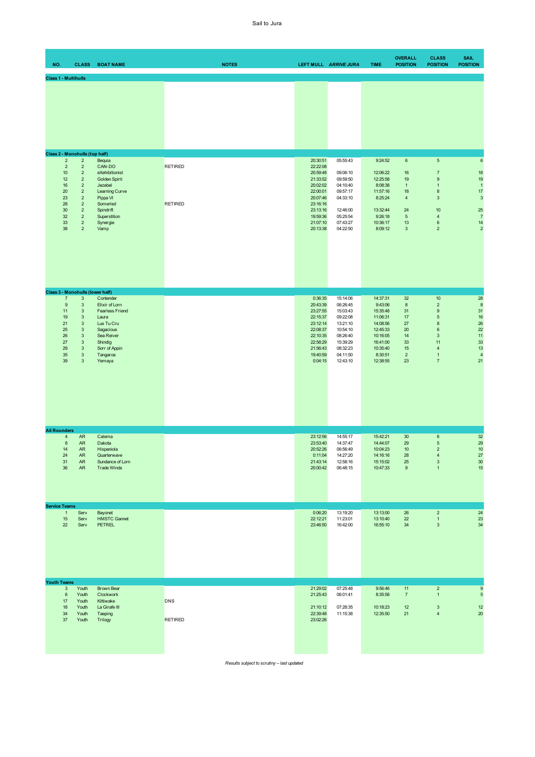Sail to Jura

| NO. | CLASS | BOAT NAME | NOTES | LEFT MULL | *ARRIVE JURA* | TIME | OVERALL POSITION | CLASS POSITION | SAIL POSITION |
|---|---|---|---|---|---|---|---|---|---|
| **Class 1 - Multihulls** | | | | | | | | | |
| **Class 2 - Monohulls (top half)** | | | | | | | | | |
| 2 | 2 | Bequia | | 20:30:51 | 05:55:43 | 9:24:52 | 6 | 5 | 6 |
| 2 | 2 | CAN-DO | RETIRED | 22:22:08 | | | | | |
| 10 | 2 | eXehibitionist | | 20:59:48 | 09:06:10 | 12:06:22 | 16 | 7 | 18 |
| 12 | 2 | Golden Spirit | | 21:33:52 | 09:59:50 | 12:25:58 | 19 | 9 | 19 |
| 16 | 2 | Jezebel | | 20:02:02 | 04:10:40 | 8:08:38 | 1 | 1 | 1 |
| 20 | 2 | Learning Curve | | 22:00:01 | 09:57:17 | 11:57:16 | 18 | 8 | 17 |
| 23 | 2 | Pippa VI | | 20:07:46 | 04:33:10 | 8:25:24 | 4 | 3 | 3 |
| 28 | 2 | Somerled | RETIRED | 23:16:16 | | | | | |
| 30 | 2 | Spindrift | | 23:13:16 | 12:46:00 | 13:32:44 | 24 | 10 | 25 |
| 32 | 2 | Superstition | | 19:59:36 | 05:25:54 | 9:26:18 | 5 | 4 | 7 |
| 33 | 2 | Synergie | | 21:07:10 | 07:43:27 | 10:36:17 | 13 | 6 | 14 |
| 38 | 2 | Vamp | | 20:13:38 | 04:22:50 | 8:09:12 | 3 | 2 | 2 |
| **Class 3 - Monohulls (lower half)** | | | | | | | | | |
| 7 | 3 | Contender | | 0:36:35 | 15:14:06 | 14:37:31 | 32 | 10 | 28 |
| 9 | 3 | Elixir of Lorn | | 20:43:39 | 06:26:45 | 9:43:06 | 8 | 2 | 8 |
| 11 | 3 | Fearless Friend | | 23:27:55 | 15:03:43 | 15:35:48 | 31 | 9 | 31 |
| 19 | 3 | Laura | | 22:15:37 | 09:22:08 | 11:06:31 | 17 | 5 | 16 |
| 21 | 3 | Lus Tu Cru | | 23:12:14 | 13:21:10 | 14:08:56 | 27 | 8 | 26 |
| 25 | 3 | Sagacious | | 22:08:37 | 10:54:10 | 12:45:33 | 20 | 6 | 22 |
| 26 | 3 | Sea Reiver | | 22:10:35 | 08:26:40 | 10:16:05 | 14 | 3 | 11 |
| 27 | 3 | Shindig | | 22:58:29 | 15:39:29 | 16:41:00 | 33 | 11 | 33 |
| 29 | 3 | Sorr of Appin | | 21:56:43 | 08:32:23 | 10:35:40 | 15 | 4 | 13 |
| 35 | 3 | Tangaroa | | 19:40:59 | 04:11:50 | 8:30:51 | 2 | 1 | 4 |
| 39 | 3 | Yemaya | | 0:04:15 | 12:43:10 | 12:38:55 | 23 | 7 | 21 |
| **All Rounders** | | | | | | | | | |
| 4 | AR | Calema | | 23:12:56 | 14:55:17 | 15:42:21 | 30 | 6 | 32 |
| 8 | AR | Dakota | | 23:53:40 | 14:37:47 | 14:44:07 | 29 | 5 | 29 |
| 14 | AR | Hispaniola | | 20:52:26 | 06:56:49 | 10:04:23 | 10 | 2 | 10 |
| 24 | AR | Quarterwave | | 0:11:04 | 14:27:20 | 14:16:16 | 28 | 4 | 27 |
| 31 | AR | Sundance of Lorn | | 21:43:14 | 12:58:16 | 15:15:02 | 25 | 3 | 30 |
| 36 | AR | Trade Winds | | 20:00:42 | 06:48:15 | 10:47:33 | 9 | 1 | 15 |
| **Service Teams** | | | | | | | | | |
| 1 | Serv | Bayonet | | 0:06:20 | 13:19:20 | 13:13:00 | 26 | 2 | 24 |
| 15 | Serv | HMSTC Gannet | | 22:12:21 | 11:23:01 | 13:10:40 | 22 | 1 | 23 |
| 22 | Serv | PETREL | | 23:46:50 | 16:42:00 | 16:55:10 | 34 | 3 | 34 |
| **Youth Teams** | | | | | | | | | |
| 3 | Youth | Brown Bear | | 21:29:02 | 07:25:48 | 9:56:46 | 11 | 2 | 9 |
| 6 | Youth | Clockwork | | 21:25:43 | 06:01:41 | 8:35:58 | 7 | 1 | 5 |
| 17 | Youth | Kittiwake | DNS | | | | | | |
| 18 | Youth | La Girafe III | | 21:10:12 | 07:28:35 | 10:18:23 | 12 | 3 | 12 |
| 34 | Youth | Taeping | | 22:39:48 | 11:15:38 | 12:35:50 | 21 | 4 | 20 |
| 37 | Youth | Trilogy | RETIRED | 23:02:26 | | | | | |

*Results subject to scrutiny – last updated*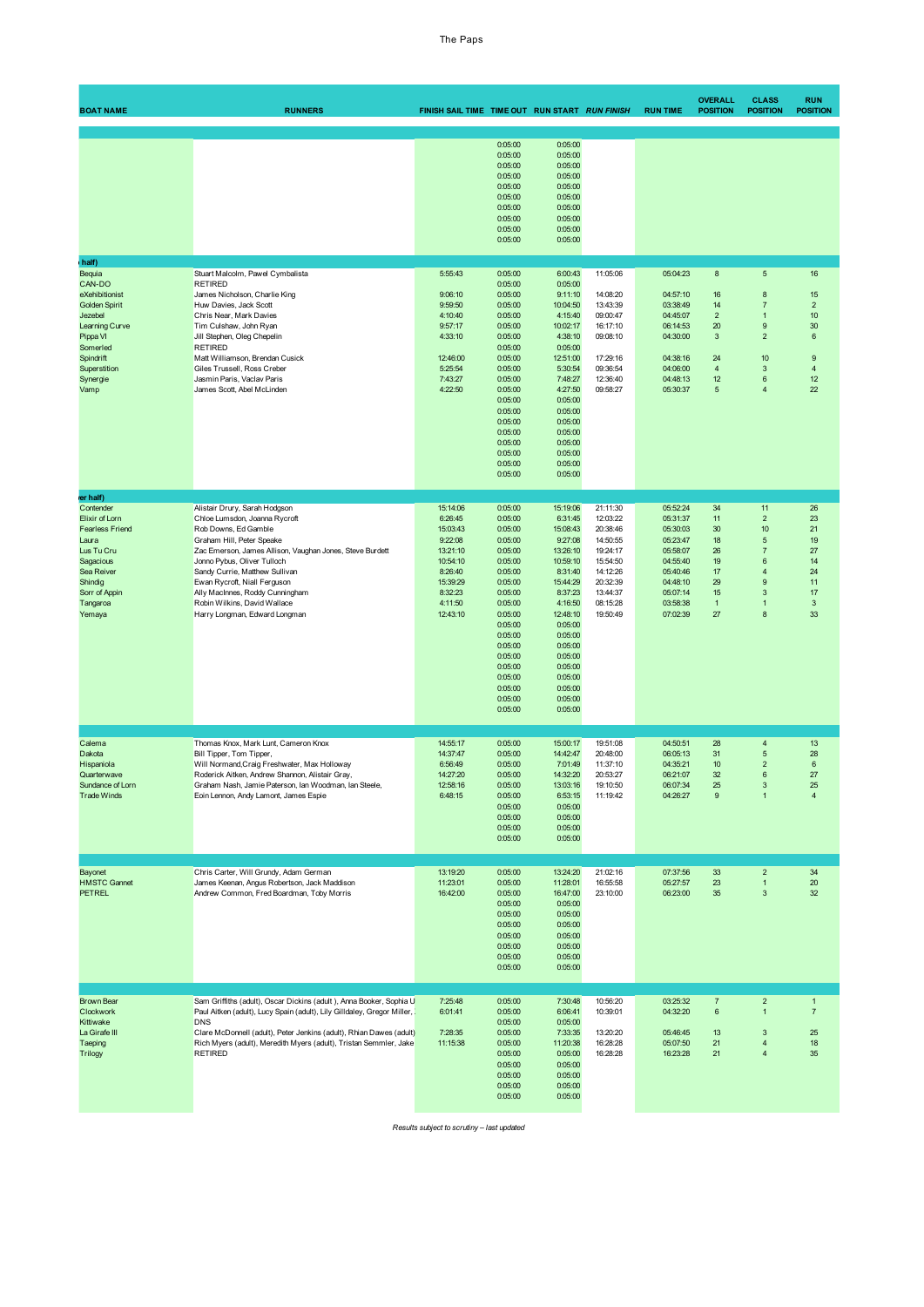# The Paps

| BOAT NAME | RUNNERS | FINISH SAIL TIME | TIME OUT | RUN START | *RUN FINISH* | RUN TIME | OVERALL POSITION | CLASS POSITION | RUN POSITION |
|---|---|---|---|---|---|---|---|---|---|
| | | | 0:05:00 | 0:05:00 | | | | | |
| | | | 0:05:00 | 0:05:00 | | | | | |
| | | | 0:05:00 | 0:05:00 | | | | | |
| | | | 0:05:00 | 0:05:00 | | | | | |
| | | | 0:05:00 | 0:05:00 | | | | | |
| | | | 0:05:00 | 0:05:00 | | | | | |
| | | | 0:05:00 | 0:05:00 | | | | | |
| | | | 0:05:00 | 0:05:00 | | | | | |
| | | | 0:05:00 | 0:05:00 | | | | | |
| | | | 0:05:00 | 0:05:00 | | | | | |
| **half)** | | | | | | | | | |
| Bequia | Stuart Malcolm, Pawel Cymbalista | 5:55:43 | 0:05:00 | 6:00:43 | 11:05:06 | 05:04:23 | 8 | 5 | 16 |
| CAN-DO | RETIRED | | 0:05:00 | 0:05:00 | | | | | |
| eXehibitionist | James Nicholson, Charlie King | 9:06:10 | 0:05:00 | 9:11:10 | 14:08:20 | 04:57:10 | 16 | 8 | 15 |
| Golden Spirit | Huw Davies, Jack Scott | 9:59:50 | 0:05:00 | 10:04:50 | 13:43:39 | 03:38:49 | 14 | 7 | 2 |
| Jezebel | Chris Near, Mark Davies | 4:10:40 | 0:05:00 | 4:15:40 | 09:00:47 | 04:45:07 | 2 | 1 | 10 |
| Learning Curve | Tim Culshaw, John Ryan | 9:57:17 | 0:05:00 | 10:02:17 | 16:17:10 | 06:14:53 | 20 | 9 | 30 |
| Pippa VI | Jill Stephen, Oleg Chepelin | 4:33:10 | 0:05:00 | 4:38:10 | 09:08:10 | 04:30:00 | 3 | 2 | 6 |
| Somerled | RETIRED | | 0:05:00 | 0:05:00 | | | | | |
| Spindrift | Matt Williamson, Brendan Cusick | 12:46:00 | 0:05:00 | 12:51:00 | 17:29:16 | 04:38:16 | 24 | 10 | 9 |
| Superstition | Giles Trussell, Ross Creber | 5:25:54 | 0:05:00 | 5:30:54 | 09:36:54 | 04:06:00 | 4 | 3 | 4 |
| Synergie | Jasmin Paris, Vaclav Paris | 7:43:27 | 0:05:00 | 7:48:27 | 12:36:40 | 04:48:13 | 12 | 6 | 12 |
| Vamp | James Scott, Abel McLinden | 4:22:50 | 0:05:00 | 4:27:50 | 09:58:27 | 05:30:37 | 5 | 4 | 22 |
| | | | 0:05:00 | 0:05:00 | | | | | |
| | | | 0:05:00 | 0:05:00 | | | | | |
| | | | 0:05:00 | 0:05:00 | | | | | |
| | | | 0:05:00 | 0:05:00 | | | | | |
| | | | 0:05:00 | 0:05:00 | | | | | |
| | | | 0:05:00 | 0:05:00 | | | | | |
| | | | 0:05:00 | 0:05:00 | | | | | |
| | | | 0:05:00 | 0:05:00 | | | | | |
| **er half)** | | | | | | | | | |
| Contender | Alistair Drury, Sarah Hodgson | 15:14:06 | 0:05:00 | 15:19:06 | 21:11:30 | 05:52:24 | 34 | 11 | 26 |
| Elixir of Lorn | Chloe Lumsdon, Joanna Rycroft | 6:26:45 | 0:05:00 | 6:31:45 | 12:03:22 | 05:31:37 | 11 | 2 | 23 |
| Fearless Friend | Rob Downs, Ed Gamble | 15:03:43 | 0:05:00 | 15:08:43 | 20:38:46 | 05:30:03 | 30 | 10 | 21 |
| Laura | Graham Hill, Peter Speake | 9:22:08 | 0:05:00 | 9:27:08 | 14:50:55 | 05:23:47 | 18 | 5 | 19 |
| Lus Tu Cru | Zac Emerson, James Allison, Vaughan Jones, Steve Burdett | 13:21:10 | 0:05:00 | 13:26:10 | 19:24:17 | 05:58:07 | 26 | 7 | 27 |
| Sagacious | Jonno Pybus, Oliver Tulloch | 10:54:10 | 0:05:00 | 10:59:10 | 15:54:50 | 04:55:40 | 19 | 6 | 14 |
| Sea Reiver | Sandy Currie, Matthew Sullivan | 8:26:40 | 0:05:00 | 8:31:40 | 14:12:26 | 05:40:46 | 17 | 4 | 24 |
| Shindig | Ewan Rycroft, Niall Ferguson | 15:39:29 | 0:05:00 | 15:44:29 | 20:32:39 | 04:48:10 | 29 | 9 | 11 |
| Sorr of Appin | Ally MacInnes, Roddy Cunningham | 8:32:23 | 0:05:00 | 8:37:23 | 13:44:37 | 05:07:14 | 15 | 3 | 17 |
| Tangaroa | Robin Wilkins, David Wallace | 4:11:50 | 0:05:00 | 4:16:50 | 08:15:28 | 03:58:38 | 1 | 1 | 3 |
| Yemaya | Harry Longman, Edward Longman | 12:43:10 | 0:05:00 | 12:48:10 | 19:50:49 | 07:02:39 | 27 | 8 | 33 |
| | | | 0:05:00 | 0:05:00 | | | | | |
| | | | 0:05:00 | 0:05:00 | | | | | |
| | | | 0:05:00 | 0:05:00 | | | | | |
| | | | 0:05:00 | 0:05:00 | | | | | |
| | | | 0:05:00 | 0:05:00 | | | | | |
| | | | 0:05:00 | 0:05:00 | | | | | |
| | | | 0:05:00 | 0:05:00 | | | | | |
| | | | 0:05:00 | 0:05:00 | | | | | |
| | | | 0:05:00 | 0:05:00 | | | | | |
| | | | | | | | | | |
| Calema | Thomas Knox, Mark Lunt, Cameron Knox | 14:55:17 | 0:05:00 | 15:00:17 | 19:51:08 | 04:50:51 | 28 | 4 | 13 |
| Dakota | Bill Tipper, Tom Tipper, | 14:37:47 | 0:05:00 | 14:42:47 | 20:48:00 | 06:05:13 | 31 | 5 | 28 |
| Hispaniola | Will Normand,Craig Freshwater, Max Holloway | 6:56:49 | 0:05:00 | 7:01:49 | 11:37:10 | 04:35:21 | 10 | 2 | 6 |
| Quarterwave | Roderick Aitken, Andrew Shannon, Alistair Gray, | 14:27:20 | 0:05:00 | 14:32:20 | 20:53:27 | 06:21:07 | 32 | 6 | 27 |
| Sundance of Lorn | Graham Nash, Jamie Paterson, Ian Woodman, Ian Steele, | 12:58:16 | 0:05:00 | 13:03:16 | 19:10:50 | 06:07:34 | 25 | 3 | 25 |
| Trade Winds | Eoin Lennon, Andy Lamont, James Espie | 6:48:15 | 0:05:00 | 6:53:15 | 11:19:42 | 04:26:27 | 9 | 1 | 4 |
| | | | 0:05:00 | 0:05:00 | | | | | |
| | | | 0:05:00 | 0:05:00 | | | | | |
| | | | 0:05:00 | 0:05:00 | | | | | |
| | | | 0:05:00 | 0:05:00 | | | | | |
| | | | | | | | | | |
| Bayonet | Chris Carter, Will Grundy, Adam German | 13:19:20 | 0:05:00 | 13:24:20 | 21:02:16 | 07:37:56 | 33 | 2 | 34 |
| HMSTC Gannet | James Keenan, Angus Robertson, Jack Maddison | 11:23:01 | 0:05:00 | 11:28:01 | 16:55:58 | 05:27:57 | 23 | 1 | 20 |
| PETREL | Andrew Common, Fred Boardman, Toby Morris | 16:42:00 | 0:05:00 | 16:47:00 | 23:10:00 | 06:23:00 | 35 | 3 | 32 |
| | | | 0:05:00 | 0:05:00 | | | | | |
| | | | 0:05:00 | 0:05:00 | | | | | |
| | | | 0:05:00 | 0:05:00 | | | | | |
| | | | 0:05:00 | 0:05:00 | | | | | |
| | | | 0:05:00 | 0:05:00 | | | | | |
| | | | 0:05:00 | 0:05:00 | | | | | |
| | | | 0:05:00 | 0:05:00 | | | | | |
| | | | | | | | | | |
| Brown Bear | Sam Griffiths (adult), Oscar Dickins (adult ), Anna Booker, Sophia U | 7:25:48 | 0:05:00 | 7:30:48 | 10:56:20 | 03:25:32 | 7 | 2 | 1 |
| Clockwork | Paul Aitken (adult), Lucy Spain (adult), Lily Gilldaley, Gregor Miller, | 6:01:41 | 0:05:00 | 6:06:41 | 10:39:01 | 04:32:20 | 6 | 1 | 7 |
| Kittiwake | DNS | | 0:05:00 | 0:05:00 | | | | | |
| La Girafe III | Clare McDonnell (adult), Peter Jenkins (adult), Rhian Dawes (adult) | 7:28:35 | 0:05:00 | 7:33:35 | 13:20:20 | 05:46:45 | 13 | 3 | 25 |
| Taeping | Rich Myers (adult), Meredith Myers (adult), Tristan Semmler, Jake | 11:15:38 | 0:05:00 | 11:20:38 | 16:28:28 | 05:07:50 | 21 | 4 | 18 |
| Trilogy | RETIRED | | 0:05:00 | 0:05:00 | 16:28:28 | 16:23:28 | 21 | 4 | 35 |
| | | | 0:05:00 | 0:05:00 | | | | | |
| | | | 0:05:00 | 0:05:00 | | | | | |
| | | | 0:05:00 | 0:05:00 | | | | | |
| | | | 0:05:00 | 0:05:00 | | | | | |

*Results subject to scrutiny – last updated*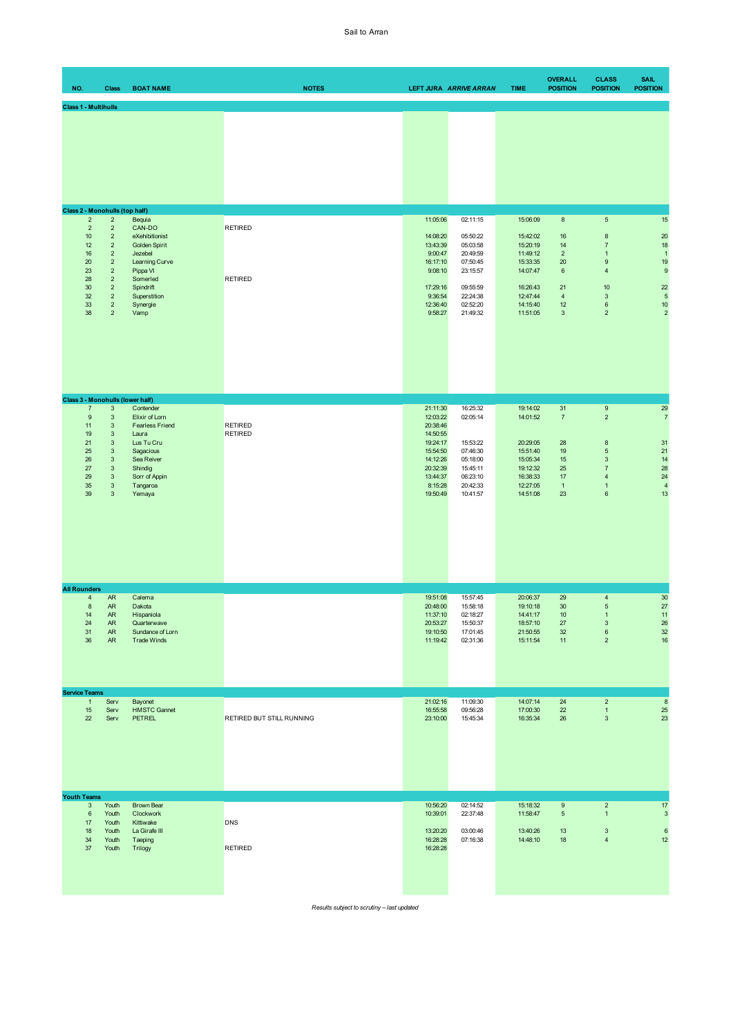Sail to Arran

| NO. | Class | BOAT NAME | NOTES | LEFT JURA | *ARRIVE ARRAN* | TIME | OVERALL POSITION | CLASS POSITION | SAIL POSITION |
|---|---|---|---|---|---|---|---|---|---|
| **Class 1 - Multihulls** | | | | | | | | | |
| **Class 2 - Monohulls (top half)** | | | | | | | | | |
| 2 | 2 | Bequia | | 11:05:06 | 02:11:15 | 15:06:09 | 8 | 5 | 15 |
| 2 | 2 | CAN-DO | RETIRED | | | | | | |
| 10 | 2 | eXehibitionist | | 14:08:20 | 05:50:22 | 15:42:02 | 16 | 8 | 20 |
| 12 | 2 | Golden Spirit | | 13:43:39 | 05:03:58 | 15:20:19 | 14 | 7 | 18 |
| 16 | 2 | Jezebel | | 9:00:47 | 20:49:59 | 11:49:12 | 2 | 1 | 1 |
| 20 | 2 | Learning Curve | | 16:17:10 | 07:50:45 | 15:33:35 | 20 | 9 | 19 |
| 23 | 2 | Pippa VI | | 9:08:10 | 23:15:57 | 14:07:47 | 6 | 4 | 9 |
| 28 | 2 | Somerled | RETIRED | | | | | | |
| 30 | 2 | Spindrift | | 17:29:16 | 09:55:59 | 16:26:43 | 21 | 10 | 22 |
| 32 | 2 | Superstition | | 9:36:54 | 22:24:38 | 12:47:44 | 4 | 3 | 5 |
| 33 | 2 | Synergie | | 12:36:40 | 02:52:20 | 14:15:40 | 12 | 6 | 10 |
| 38 | 2 | Vamp | | 9:58:27 | 21:49:32 | 11:51:05 | 3 | 2 | 2 |
| **Class 3 - Monohulls (lower half)** | | | | | | | | | |
| 7 | 3 | Contender | | 21:11:30 | 16:25:32 | 19:14:02 | 31 | 9 | 29 |
| 9 | 3 | Elixir of Lorn | | 12:03:22 | 02:05:14 | 14:01:52 | 7 | 2 | 7 |
| 11 | 3 | Fearless Friend | RETIRED | 20:38:46 | | | | | |
| 19 | 3 | Laura | RETIRED | 14:50:55 | | | | | |
| 21 | 3 | Lus Tu Cru | | 19:24:17 | 15:53:22 | 20:29:05 | 28 | 8 | 31 |
| 25 | 3 | Sagacious | | 15:54:50 | 07:46:30 | 15:51:40 | 19 | 5 | 21 |
| 26 | 3 | Sea Reiver | | 14:12:26 | 05:18:00 | 15:05:34 | 15 | 3 | 14 |
| 27 | 3 | Shindig | | 20:32:39 | 15:45:11 | 19:12:32 | 25 | 7 | 28 |
| 29 | 3 | Sorr of Appin | | 13:44:37 | 06:23:10 | 16:38:33 | 17 | 4 | 24 |
| 35 | 3 | Tangaroa | | 8:15:28 | 20:42:33 | 12:27:05 | 1 | 1 | 4 |
| 39 | 3 | Yemaya | | 19:50:49 | 10:41:57 | 14:51:08 | 23 | 6 | 13 |
| **All Rounders** | | | | | | | | | |
| 4 | AR | Calema | | 19:51:08 | 15:57:45 | 20:06:37 | 29 | 4 | 30 |
| 8 | AR | Dakota | | 20:48:00 | 15:58:18 | 19:10:18 | 30 | 5 | 27 |
| 14 | AR | Hispaniola | | 11:37:10 | 02:18:27 | 14:41:17 | 10 | 1 | 11 |
| 24 | AR | Quarterwave | | 20:53:27 | 15:50:37 | 18:57:10 | 27 | 3 | 26 |
| 31 | AR | Sundance of Lorn | | 19:10:50 | 17:01:45 | 21:50:55 | 32 | 6 | 32 |
| 36 | AR | Trade Winds | | 11:19:42 | 02:31:36 | 15:11:54 | 11 | 2 | 16 |
| **Service Teams** | | | | | | | | | |
| 1 | Serv | Bayonet | | 21:02:16 | 11:09:30 | 14:07:14 | 24 | 2 | 8 |
| 15 | Serv | HMSTC Gannet | | 16:55:58 | 09:56:28 | 17:00:30 | 22 | 1 | 25 |
| 22 | Serv | PETREL | RETIRED BUT STILL RUNNING | 23:10:00 | 15:45:34 | 16:35:34 | 26 | 3 | 23 |
| **Youth Teams** | | | | | | | | | |
| 3 | Youth | Brown Bear | | 10:56:20 | 02:14:52 | 15:18:32 | 9 | 2 | 17 |
| 6 | Youth | Clockwork | | 10:39:01 | 22:37:48 | 11:58:47 | 5 | 1 | 3 |
| 17 | Youth | Kittiwake | DNS | | | | | | |
| 18 | Youth | La Girafe III | | 13:20:20 | 03:00:46 | 13:40:26 | 13 | 3 | 6 |
| 34 | Youth | Taeping | | 16:28:28 | 07:16:38 | 14:48:10 | 18 | 4 | 12 |
| 37 | Youth | Trilogy | RETIRED | 16:28:28 | | | | | |

*Results subject to scrutiny – last updated*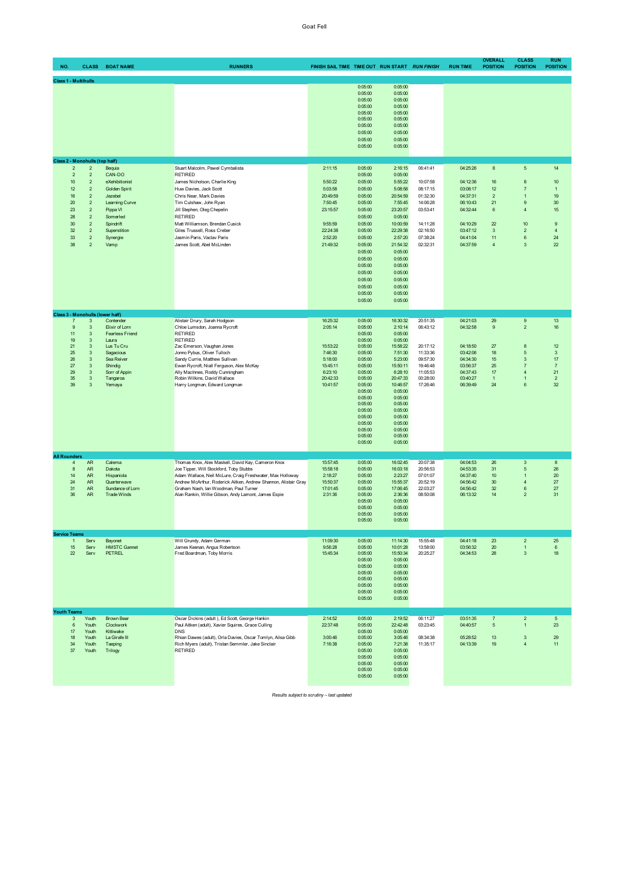# Goat Fell

| NO. | CLASS | BOAT NAME | RUNNERS | FINISH SAIL TIME | TIME OUT | RUN START | RUN FINISH | RUN TIME | OVERALL POSITION | CLASS POSITION | RUN POSITION |
|---|---|---|---|---|---|---|---|---|---|---|---|
| **Class 1 - Multihulls** | | | | | | | | | | | |
| | | | | | 0:05:00 | 0:05:00 | | | | | |
| | | | | | 0:05:00 | 0:05:00 | | | | | |
| | | | | | 0:05:00 | 0:05:00 | | | | | |
| | | | | | 0:05:00 | 0:05:00 | | | | | |
| | | | | | 0:05:00 | 0:05:00 | | | | | |
| | | | | | 0:05:00 | 0:05:00 | | | | | |
| | | | | | 0:05:00 | 0:05:00 | | | | | |
| | | | | | 0:05:00 | 0:05:00 | | | | | |
| | | | | | 0:05:00 | 0:05:00 | | | | | |
| | | | | | 0:05:00 | 0:05:00 | | | | | |
| **Class 2 - Monohulls (top half)** | | | | | | | | | | | |
| 2 | 2 | Bequia | Stuart Malcolm, Pawel Cymbalista | 2:11:15 | 0:05:00 | 2:16:15 | 06:41:41 | 04:25:26 | 8 | 5 | 14 |
| 2 | 2 | CAN-DO | RETIRED | | 0:05:00 | 0:05:00 | | | | | |
| 10 | 2 | eXehibitionist | James Nicholson, Charlie King | 5:50:22 | 0:05:00 | 5:55:22 | 10:07:58 | 04:12:36 | 16 | 8 | 10 |
| 12 | 2 | Golden Spirit | Huw Davies, Jack Scott | 5:03:58 | 0:05:00 | 5:08:58 | 08:17:15 | 03:08:17 | 12 | 7 | 1 |
| 16 | 2 | Jezebel | Chris Near, Mark Davies | 20:49:59 | 0:05:00 | 20:54:59 | 01:32:30 | 04:37:31 | 2 | 1 | 19 |
| 20 | 2 | Learning Curve | Tim Culshaw, John Ryan | 7:50:45 | 0:05:00 | 7:55:45 | 14:06:28 | 06:10:43 | 21 | 9 | 30 |
| 23 | 2 | Pippa VI | Jill Stephen, Oleg Chepelin | 23:15:57 | 0:05:00 | 23:20:57 | 03:53:41 | 04:32:44 | 6 | 4 | 15 |
| 28 | 2 | Somerled | RETIRED | | 0:05:00 | 0:05:00 | | | | | |
| 30 | 2 | Spindrift | Matt Williamson, Brendan Cusick | 9:55:59 | 0:05:00 | 10:00:59 | 14:11:28 | 04:10:29 | 22 | 10 | 9 |
| 32 | 2 | Superstition | Giles Trussell, Ross Creber | 22:24:38 | 0:05:00 | 22:29:38 | 02:16:50 | 03:47:12 | 3 | 2 | 4 |
| 33 | 2 | Synergie | Jasmin Paris, Vaclav Paris | 2:52:20 | 0:05:00 | 2:57:20 | 07:38:24 | 04:41:04 | 11 | 6 | 24 |
| 38 | 2 | Vamp | James Scott, Abel McLinden | 21:49:32 | 0:05:00 | 21:54:32 | 02:32:31 | 04:37:59 | 4 | 3 | 22 |
| | | | | | 0:05:00 | 0:05:00 | | | | | |
| | | | | | 0:05:00 | 0:05:00 | | | | | |
| | | | | | 0:05:00 | 0:05:00 | | | | | |
| | | | | | 0:05:00 | 0:05:00 | | | | | |
| | | | | | 0:05:00 | 0:05:00 | | | | | |
| | | | | | 0:05:00 | 0:05:00 | | | | | |
| | | | | | 0:05:00 | 0:05:00 | | | | | |
| | | | | | 0:05:00 | 0:05:00 | | | | | |
| **Class 3 - Monohulls (lower half)** | | | | | | | | | | | |
| 7 | 3 | Contender | Alistair Drury, Sarah Hodgson | 16:25:32 | 0:05:00 | 16:30:32 | 20:51:35 | 04:21:03 | 29 | 9 | 13 |
| 9 | 3 | Elixir of Lorn | Chloe Lumsdon, Joanna Rycroft | 2:05:14 | 0:05:00 | 2:10:14 | 06:43:12 | 04:32:58 | 9 | 2 | 16 |
| 11 | 3 | Fearless Friend | RETIRED | | 0:05:00 | 0:05:00 | | | | | |
| 19 | 3 | Laura | RETIRED | | 0:05:00 | 0:05:00 | | | | | |
| 21 | 3 | Lus Tu Cru | Zac Emerson, Vaughan Jones | 15:53:22 | 0:05:00 | 15:58:22 | 20:17:12 | 04:18:50 | 27 | 8 | 12 |
| 25 | 3 | Sagacious | Jonno Pybus, Oliver Tulloch | 7:46:30 | 0:05:00 | 7:51:30 | 11:33:36 | 03:42:06 | 18 | 5 | 3 |
| 26 | 3 | Sea Reiver | Sandy Currie, Matthew Sullivan | 5:18:00 | 0:05:00 | 5:23:00 | 09:57:30 | 04:34:30 | 15 | 3 | 17 |
| 27 | 3 | Shindig | Ewan Rycroft, Niall Ferguson, Alex McKay | 15:45:11 | 0:05:00 | 15:50:11 | 19:46:48 | 03:56:37 | 25 | 7 | 7 |
| 29 | 3 | Sorr of Appin | Ally MacInnes, Roddy Cunningham | 6:23:10 | 0:05:00 | 6:28:10 | 11:05:53 | 04:37:43 | 17 | 4 | 21 |
| 35 | 3 | Tangaroa | Robin Wilkins, David Wallace | 20:42:33 | 0:05:00 | 20:47:33 | 00:28:00 | 03:40:27 | 1 | 1 | 2 |
| 39 | 3 | Yemaya | Harry Longman, Edward Longman | 10:41:57 | 0:05:00 | 10:46:57 | 17:26:46 | 06:39:49 | 24 | 6 | 32 |
| | | | | | 0:05:00 | 0:05:00 | | | | | |
| | | | | | 0:05:00 | 0:05:00 | | | | | |
| | | | | | 0:05:00 | 0:05:00 | | | | | |
| | | | | | 0:05:00 | 0:05:00 | | | | | |
| | | | | | 0:05:00 | 0:05:00 | | | | | |
| | | | | | 0:05:00 | 0:05:00 | | | | | |
| | | | | | 0:05:00 | 0:05:00 | | | | | |
| | | | | | 0:05:00 | 0:05:00 | | | | | |
| | | | | | 0:05:00 | 0:05:00 | | | | | |
| **All Rounders** | | | | | | | | | | | |
| 4 | AR | Calema | Thomas Knox, Alex Maskell, David Kay, Cameron Knox | 15:57:45 | 0:05:00 | 16:02:45 | 20:07:38 | 04:04:53 | 26 | 3 | 8 |
| 8 | AR | Dakota | Joe Tipper, Will Stockford, Toby Stubbs | 15:58:18 | 0:05:00 | 16:03:18 | 20:56:53 | 04:53:35 | 31 | 5 | 26 |
| 14 | AR | Hispaniola | Adam Wallace, Neil McLure, Craig Freshwater, Max Holloway | 2:18:27 | 0:05:00 | 2:23:27 | 07:01:07 | 04:37:40 | 10 | 1 | 20 |
| 24 | AR | Quarterwave | Andrew McArthur, Roderick Aitken, Andrew Shannon, Alistair Gray | 15:50:37 | 0:05:00 | 15:55:37 | 20:52:19 | 04:56:42 | 30 | 4 | 27 |
| 31 | AR | Sundance of Lorn | Graham Nash, Ian Woodman, Paul Turner | 17:01:45 | 0:05:00 | 17:06:45 | 22:03:27 | 04:56:42 | 32 | 6 | 27 |
| 36 | AR | Trade Winds | Alan Rankin, Willie Gibson, Andy Lamont, James Espie | 2:31:36 | 0:05:00 | 2:36:36 | 08:50:08 | 06:13:32 | 14 | 2 | 31 |
| | | | | | 0:05:00 | 0:05:00 | | | | | |
| | | | | | 0:05:00 | 0:05:00 | | | | | |
| | | | | | 0:05:00 | 0:05:00 | | | | | |
| | | | | | 0:05:00 | 0:05:00 | | | | | |
| **Service Teams** | | | | | | | | | | | |
| 1 | Serv | Bayonet | Will Grundy, Adam German | 11:09:30 | 0:05:00 | 11:14:30 | 15:55:48 | 04:41:18 | 23 | 2 | 25 |
| 15 | Serv | HMSTC Gannet | James Keenan, Angus Robertson | 9:56:28 | 0:05:00 | 10:01:28 | 13:58:00 | 03:56:32 | 20 | 1 | 6 |
| 22 | Serv | PETREL | Fred Boardman, Toby Morris | 15:45:34 | 0:05:00 | 15:50:34 | 20:25:27 | 04:34:53 | 28 | 3 | 18 |
| | | | | | 0:05:00 | 0:05:00 | | | | | |
| | | | | | 0:05:00 | 0:05:00 | | | | | |
| | | | | | 0:05:00 | 0:05:00 | | | | | |
| | | | | | 0:05:00 | 0:05:00 | | | | | |
| | | | | | 0:05:00 | 0:05:00 | | | | | |
| | | | | | 0:05:00 | 0:05:00 | | | | | |
| | | | | | 0:05:00 | 0:05:00 | | | | | |
| **Youth Teams** | | | | | | | | | | | |
| 3 | Youth | Brown Bear | Oscar Dickins (adult ), Ed Scott, George Hankin | 2:14:52 | 0:05:00 | 2:19:52 | 06:11:27 | 03:51:35 | 7 | 2 | 5 |
| 6 | Youth | Clockwork | Paul Aitken (adult), Xavier Squires, Grace Culling | 22:37:48 | 0:05:00 | 22:42:48 | 03:23:45 | 04:40:57 | 5 | 1 | 23 |
| 17 | Youth | Kittiwake | DNS | | 0:05:00 | 0:05:00 | | | | | |
| 18 | Youth | La Girafe III | Rhian Dawes (adult), Orla Davies, Oscar Tomlyn, Ailsa Gibb | 3:00:46 | 0:05:00 | 3:05:46 | 08:34:38 | 05:28:52 | 13 | 3 | 29 |
| 34 | Youth | Taeping | Rich Myers (adult), Tristan Semmler, Jake Sinclair | 7:16:38 | 0:05:00 | 7:21:38 | 11:35:17 | 04:13:39 | 19 | 4 | 11 |
| 37 | Youth | Trilogy | RETIRED | | 0:05:00 | 0:05:00 | | | | | |
| | | | | | 0:05:00 | 0:05:00 | | | | | |
| | | | | | 0:05:00 | 0:05:00 | | | | | |
| | | | | | 0:05:00 | 0:05:00 | | | | | |
| | | | | | 0:05:00 | 0:05:00 | | | | | |

*Results subject to scrutiny – last updated*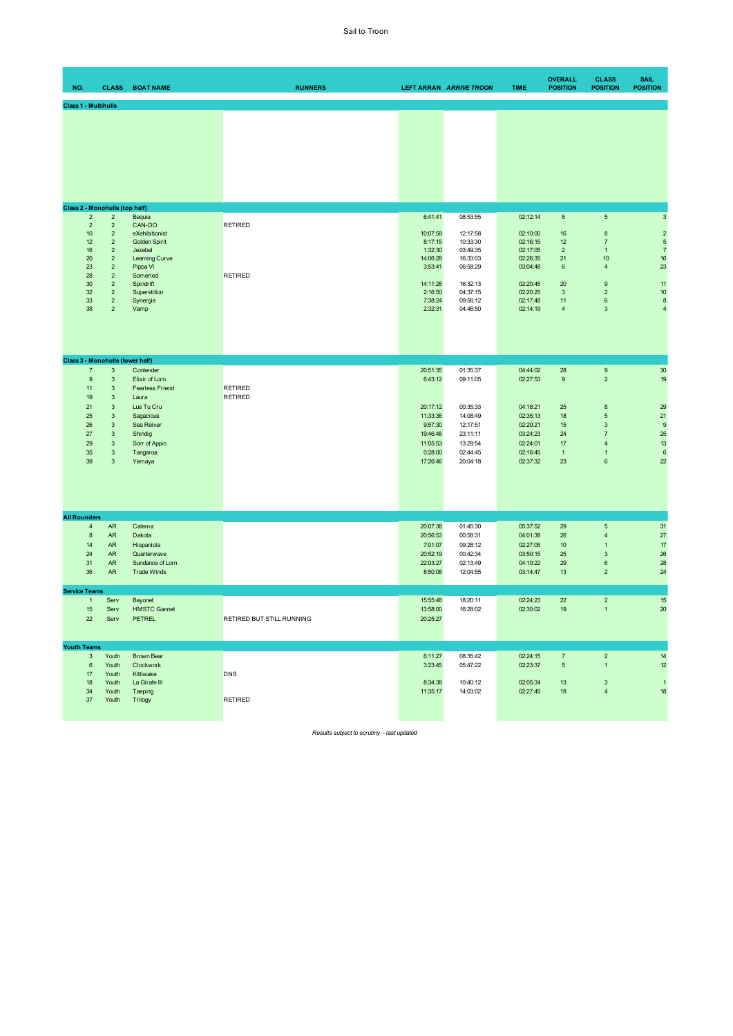Sail to Troon

| NO. | CLASS | BOAT NAME | RUNNERS | LEFT ARRAN | *ARRIVE TROON* | TIME | OVERALL POSITION | CLASS POSITION | SAIL POSITION |
|---|---|---|---|---|---|---|---|---|---|
| **Class 1 - Multihulls** | | | | | | | | | |
| **Class 2 - Monohulls (top half)** | | | | | | | | | |
| 2 | 2 | Bequia | | 6:41:41 | 08:53:55 | 02:12:14 | 8 | 5 | 3 |
| 2 | 2 | CAN-DO | RETIRED | | | | | | |
| 10 | 2 | eXehibitionist | | 10:07:58 | 12:17:58 | 02:10:00 | 16 | 8 | 2 |
| 12 | 2 | Golden Spirit | | 8:17:15 | 10:33:30 | 02:16:15 | 12 | 7 | 5 |
| 16 | 2 | Jezebel | | 1:32:30 | 03:49:35 | 02:17:05 | 2 | 1 | 7 |
| 20 | 2 | Learning Curve | | 14:06:28 | 16:33:03 | 02:26:35 | 21 | 10 | 16 |
| 23 | 2 | Pippa VI | | 3:53:41 | 06:58:29 | 03:04:48 | 6 | 4 | 23 |
| 28 | 2 | Somerled | RETIRED | | | | | | |
| 30 | 2 | Spindrift | | 14:11:28 | 16:32:13 | 02:20:45 | 20 | 9 | 11 |
| 32 | 2 | Superstition | | 2:16:50 | 04:37:15 | 02:20:25 | 3 | 2 | 10 |
| 33 | 2 | Synergie | | 7:38:24 | 09:56:12 | 02:17:48 | 11 | 6 | 8 |
| 38 | 2 | Vamp | | 2:32:31 | 04:46:50 | 02:14:19 | 4 | 3 | 4 |
| **Class 3 - Monohulls (lower half)** | | | | | | | | | |
| 7 | 3 | Contender | | 20:51:35 | 01:35:37 | 04:44:02 | 28 | 9 | 30 |
| 9 | 3 | Elixir of Lorn | | 6:43:12 | 09:11:05 | 02:27:53 | 9 | 2 | 19 |
| 11 | 3 | Fearless Friend | RETIRED | | | | | | |
| 19 | 3 | Laura | RETIRED | | | | | | |
| 21 | 3 | Lus Tu Cru | | 20:17:12 | 00:35:33 | 04:18:21 | 25 | 8 | 29 |
| 25 | 3 | Sagacious | | 11:33:36 | 14:08:49 | 02:35:13 | 18 | 5 | 21 |
| 26 | 3 | Sea Reiver | | 9:57:30 | 12:17:51 | 02:20:21 | 15 | 3 | 9 |
| 27 | 3 | Shindig | | 19:46:48 | 23:11:11 | 03:24:23 | 24 | 7 | 25 |
| 29 | 3 | Sorr of Appin | | 11:05:53 | 13:29:54 | 02:24:01 | 17 | 4 | 13 |
| 35 | 3 | Tangaroa | | 0:28:00 | 02:44:45 | 02:16:45 | 1 | 1 | 6 |
| 39 | 3 | Yemaya | | 17:26:46 | 20:04:18 | 02:37:32 | 23 | 6 | 22 |
| **All Rounders** | | | | | | | | | |
| 4 | AR | Calema | | 20:07:38 | 01:45:30 | 05:37:52 | 29 | 5 | 31 |
| 8 | AR | Dakota | | 20:56:53 | 00:58:31 | 04:01:38 | 26 | 4 | 27 |
| 14 | AR | Hispaniola | | 7:01:07 | 09:28:12 | 02:27:05 | 10 | 1 | 17 |
| 24 | AR | Quarterwave | | 20:52:19 | 00:42:34 | 03:50:15 | 25 | 3 | 26 |
| 31 | AR | Sundance of Lorn | | 22:03:27 | 02:13:49 | 04:10:22 | 29 | 6 | 28 |
| 36 | AR | Trade Winds | | 8:50:08 | 12:04:55 | 03:14:47 | 13 | 2 | 24 |
| **Service Teams** | | | | | | | | | |
| 1 | Serv | Bayonet | | 15:55:48 | 18:20:11 | 02:24:23 | 22 | 2 | 15 |
| 15 | Serv | HMSTC Gannet | | 13:58:00 | 16:28:02 | 02:30:02 | 19 | 1 | 20 |
| 22 | Serv | PETREL | RETIRED BUT STILL RUNNING | 20:25:27 | | | | | |
| **Youth Teams** | | | | | | | | | |
| 3 | Youth | Brown Bear | | 6:11:27 | 08:35:42 | 02:24:15 | 7 | 2 | 14 |
| 6 | Youth | Clockwork | | 3:23:45 | 05:47:22 | 02:23:37 | 5 | 1 | 12 |
| 17 | Youth | Kittiwake | DNS | | | | | | |
| 18 | Youth | La Girafe III | | 8:34:38 | 10:40:12 | 02:05:34 | 13 | 3 | 1 |
| 34 | Youth | Taeping | | 11:35:17 | 14:03:02 | 02:27:45 | 18 | 4 | 18 |
| 37 | Youth | Trilogy | RETIRED | | | | | | |

*Results subject to scrutiny – last updated*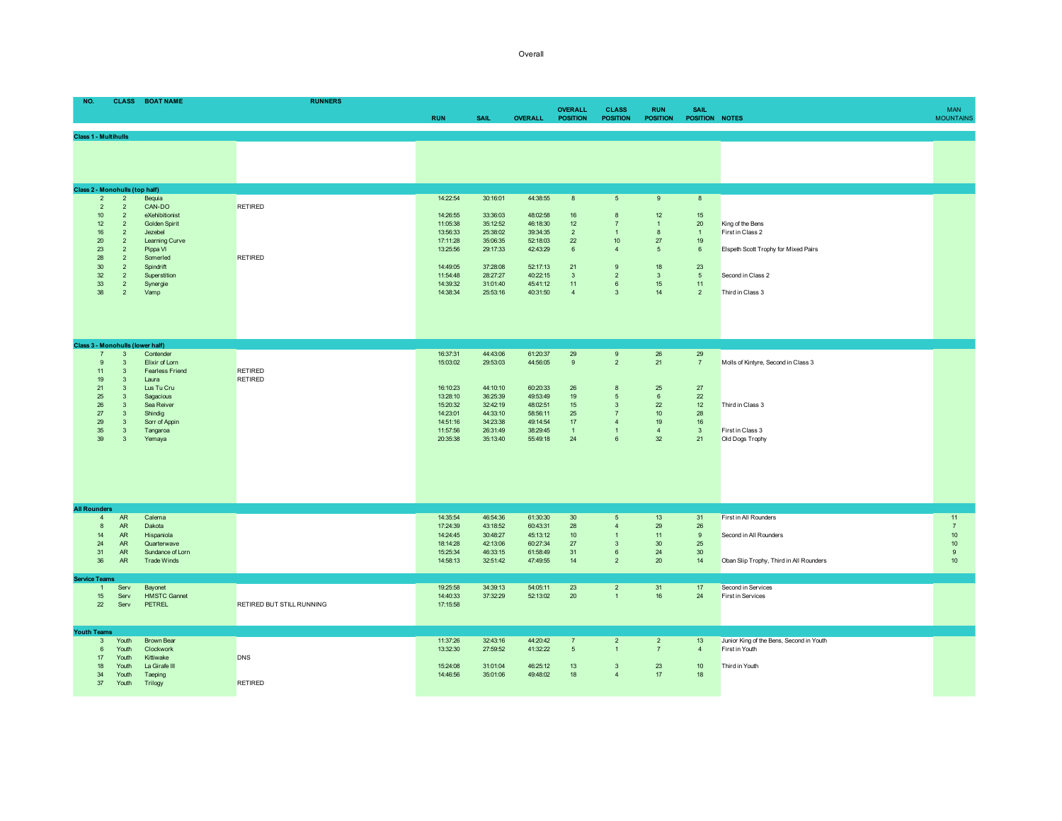Overall

| NO. | CLASS | BOAT NAME | RUNNERS | RUN | SAIL | OVERALL | OVERALL POSITION | CLASS POSITION | RUN POSITION | SAIL POSITION | NOTES | MAN MOUNTAINS |
|---|---|---|---|---|---|---|---|---|---|---|---|---|
| **Class 1 - Multihulls** | | | | | | | | | | | | |
| **Class 2 - Monohulls (top half)** | | | | | | | | | | | | |
| 2 | 2 | Bequia | | 14:22:54 | 30:16:01 | 44:38:55 | 8 | 5 | 9 | 8 | | |
| 2 | 2 | CAN-DO | RETIRED | | | | | | | | | |
| 10 | 2 | eXehibitionist | | 14:26:55 | 33:36:03 | 48:02:58 | 16 | 8 | 12 | 15 | | |
| 12 | 2 | Golden Spirit | | 11:05:38 | 35:12:52 | 46:18:30 | 12 | 7 | 1 | 20 | King of the Bens | |
| 16 | 2 | Jezebel | | 13:56:33 | 25:38:02 | 39:34:35 | 2 | 1 | 8 | 1 | First in Class 2 | |
| 20 | 2 | Learning Curve | | 17:11:28 | 35:06:35 | 52:18:03 | 22 | 10 | 27 | 19 | | |
| 23 | 2 | Pippa VI | | 13:25:56 | 29:17:33 | 42:43:29 | 6 | 4 | 5 | 6 | Elspeth Scott Trophy for Mixed Pairs | |
| 28 | 2 | Somerled | RETIRED | | | | | | | | | |
| 30 | 2 | Spindrift | | 14:49:05 | 37:28:08 | 52:17:13 | 21 | 9 | 18 | 23 | | |
| 32 | 2 | Superstition | | 11:54:48 | 28:27:27 | 40:22:15 | 3 | 2 | 3 | 5 | Second in Class 2 | |
| 33 | 2 | Synergie | | 14:39:32 | 31:01:40 | 45:41:12 | 11 | 6 | 15 | 11 | | |
| 38 | 2 | Vamp | | 14:38:34 | 25:53:16 | 40:31:50 | 4 | 3 | 14 | 2 | Third in Class 3 | |
| **Class 3 - Monohulls (lower half)** | | | | | | | | | | | | |
| 7 | 3 | Contender | | 16:37:31 | 44:43:06 | 61:20:37 | 29 | 9 | 26 | 29 | | |
| 9 | 3 | Elixir of Lorn | | 15:03:02 | 29:53:03 | 44:56:05 | 9 | 2 | 21 | 7 | Molls of Kintyre, Second in Class 3 | |
| 11 | 3 | Fearless Friend | RETIRED | | | | | | | | | |
| 19 | 3 | Laura | RETIRED | | | | | | | | | |
| 21 | 3 | Lus Tu Cru | | 16:10:23 | 44:10:10 | 60:20:33 | 26 | 8 | 25 | 27 | | |
| 25 | 3 | Sagacious | | 13:28:10 | 36:25:39 | 49:53:49 | 19 | 5 | 6 | 22 | | |
| 26 | 3 | Sea Reiver | | 15:20:32 | 32:42:19 | 48:02:51 | 15 | 3 | 22 | 12 | Third in Class 3 | |
| 27 | 3 | Shindig | | 14:23:01 | 44:33:10 | 58:56:11 | 25 | 7 | 10 | 28 | | |
| 29 | 3 | Sorr of Appin | | 14:51:16 | 34:23:38 | 49:14:54 | 17 | 4 | 19 | 16 | | |
| 35 | 3 | Tangaroa | | 11:57:56 | 26:31:49 | 38:29:45 | 1 | 1 | 4 | 3 | First in Class 3 | |
| 39 | 3 | Yemaya | | 20:35:38 | 35:13:40 | 55:49:18 | 24 | 6 | 32 | 21 | Old Dogs Trophy | |
| **All Rounders** | | | | | | | | | | | | |
| 4 | AR | Calema | | 14:35:54 | 46:54:36 | 61:30:30 | 30 | 5 | 13 | 31 | First in All Rounders | 11 |
| 8 | AR | Dakota | | 17:24:39 | 43:18:52 | 60:43:31 | 28 | 4 | 29 | 26 | | 7 |
| 14 | AR | Hispaniola | | 14:24:45 | 30:48:27 | 45:13:12 | 10 | 1 | 11 | 9 | Second in All Rounders | 10 |
| 24 | AR | Quarterwave | | 18:14:28 | 42:13:06 | 60:27:34 | 27 | 3 | 30 | 25 | | 10 |
| 31 | AR | Sundance of Lorn | | 15:25:34 | 46:33:15 | 61:58:49 | 31 | 6 | 24 | 30 | | 9 |
| 36 | AR | Trade Winds | | 14:58:13 | 32:51:42 | 47:49:55 | 14 | 2 | 20 | 14 | Oban Slip Trophy, Third in All Rounders | 10 |
| **Service Teams** | | | | | | | | | | | | |
| 1 | Serv | Bayonet | | 19:25:58 | 34:39:13 | 54:05:11 | 23 | 2 | 31 | 17 | Second in Services | |
| 15 | Serv | HMSTC Gannet | | 14:40:33 | 37:32:29 | 52:13:02 | 20 | 1 | 16 | 24 | First in Services | |
| 22 | Serv | PETREL | RETIRED BUT STILL RUNNING | 17:15:58 | | | | | | | | |
| **Youth Teams** | | | | | | | | | | | | |
| 3 | Youth | Brown Bear | | 11:37:26 | 32:43:16 | 44:20:42 | 7 | 2 | 2 | 13 | Junior King of the Bens, Second in Youth | |
| 6 | Youth | Clockwork | | 13:32:30 | 27:59:52 | 41:32:22 | 5 | 1 | 7 | 4 | First in Youth | |
| 17 | Youth | Kittiwake | DNS | | | | | | | | | |
| 18 | Youth | La Girafe III | | 15:24:08 | 31:01:04 | 46:25:12 | 13 | 3 | 23 | 10 | Third in Youth | |
| 34 | Youth | Taeping | | 14:46:56 | 35:01:06 | 49:48:02 | 18 | 4 | 17 | 18 | | |
| 37 | Youth | Trilogy | RETIRED | | | | | | | | | |